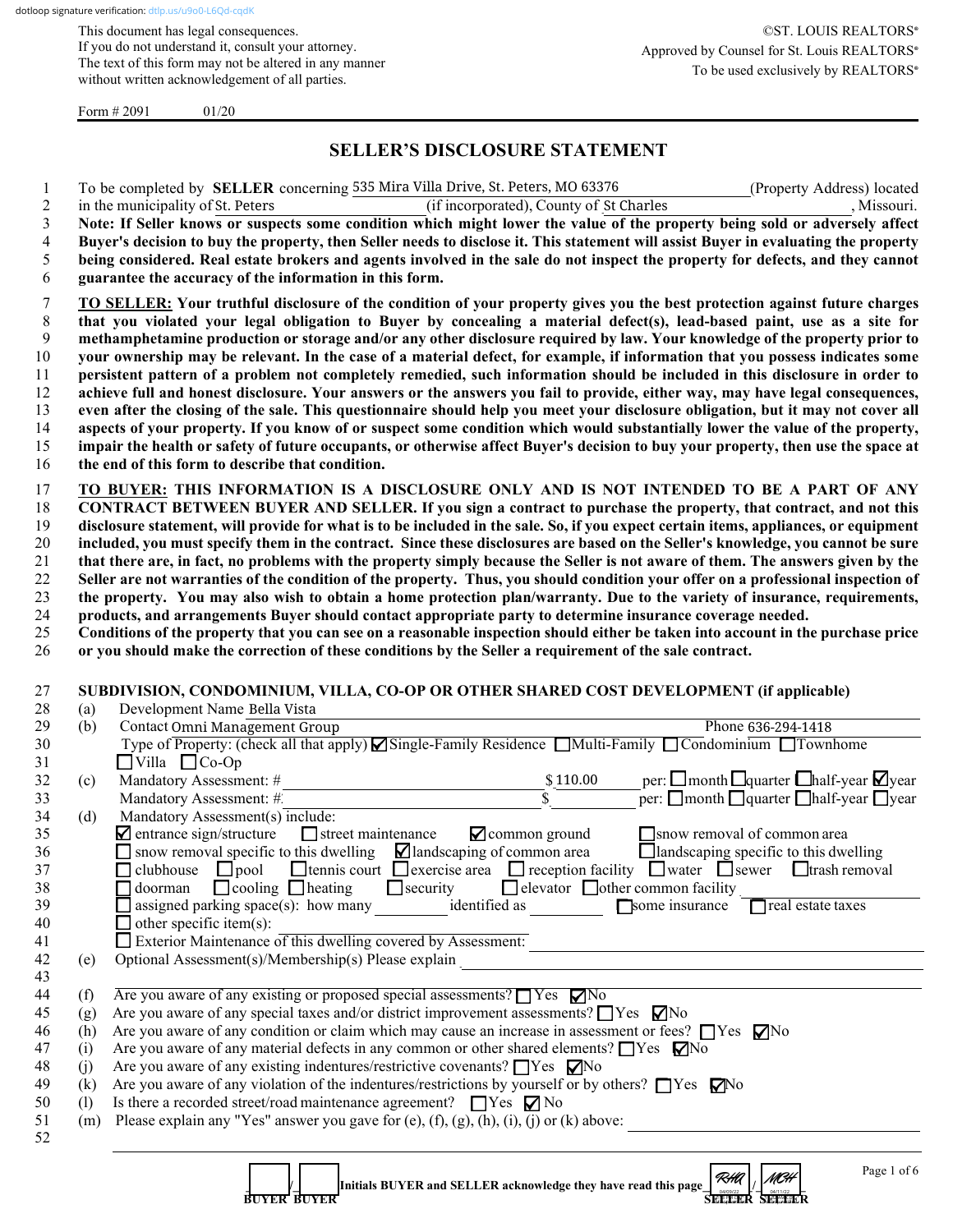dotloop signature verification: dtlp.us/u9o0-L6Qd-cqdK

This document has legal consequences.
If you do not understand it, consult your attorney.
The text of this form may not be altered in any manner
without written acknowledgement of all parties.

©ST. LOUIS REALTORS®
Approved by Counsel for St. Louis REALTORS®
To be used exclusively by REALTORS®

Form # 2091 01/20

# SELLER'S DISCLOSURE STATEMENT

To be completed by **SELLER** concerning 535 Mira Villa Drive, St. Peters, MO 63376 (Property Address) located in the municipality of St. Peters (if incorporated), County of St Charles, Missouri.

**Note: If Seller knows or suspects some condition which might lower the value of the property being sold or adversely affect Buyer's decision to buy the property, then Seller needs to disclose it. This statement will assist Buyer in evaluating the property being considered. Real estate brokers and agents involved in the sale do not inspect the property for defects, and they cannot guarantee the accuracy of the information in this form.**

**TO SELLER: Your truthful disclosure of the condition of your property gives you the best protection against future charges that you violated your legal obligation to Buyer by concealing a material defect(s), lead-based paint, use as a site for methamphetamine production or storage and/or any other disclosure required by law. Your knowledge of the property prior to your ownership may be relevant. In the case of a material defect, for example, if information that you possess indicates some persistent pattern of a problem not completely remedied, such information should be included in this disclosure in order to achieve full and honest disclosure. Your answers or the answers you fail to provide, either way, may have legal consequences, even after the closing of the sale. This questionnaire should help you meet your disclosure obligation, but it may not cover all aspects of your property. If you know of or suspect some condition which would substantially lower the value of the property, impair the health or safety of future occupants, or otherwise affect Buyer's decision to buy your property, then use the space at the end of this form to describe that condition.**

**TO BUYER: THIS INFORMATION IS A DISCLOSURE ONLY AND IS NOT INTENDED TO BE A PART OF ANY CONTRACT BETWEEN BUYER AND SELLER. If you sign a contract to purchase the property, that contract, and not this disclosure statement, will provide for what is to be included in the sale. So, if you expect certain items, appliances, or equipment included, you must specify them in the contract. Since these disclosures are based on the Seller's knowledge, you cannot be sure that there are, in fact, no problems with the property simply because the Seller is not aware of them. The answers given by the Seller are not warranties of the condition of the property. Thus, you should condition your offer on a professional inspection of the property. You may also wish to obtain a home protection plan/warranty. Due to the variety of insurance, requirements, products, and arrangements Buyer should contact appropriate party to determine insurance coverage needed.**
**Conditions of the property that you can see on a reasonable inspection should either be taken into account in the purchase price or you should make the correction of these conditions by the Seller a requirement of the sale contract.**

## SUBDIVISION, CONDOMINIUM, VILLA, CO-OP OR OTHER SHARED COST DEVELOPMENT (if applicable)

(a) Development Name Bella Vista

(b) Contact Omni Management Group Phone 636-294-1418

Type of Property: (check all that apply) ☑ Single-Family Residence ☐ Multi-Family ☐ Condominium ☐ Townhome ☐ Villa ☐ Co-Op

(c) Mandatory Assessment: # ______ $ 110.00 per: ☐ month ☐ quarter ☐ half-year ☑ year
Mandatory Assessment: # ______ $ ______ per: ☐ month ☐ quarter ☐ half-year ☐ year

(d) Mandatory Assessment(s) include:
☑ entrance sign/structure ☐ street maintenance ☑ common ground ☐ snow removal of common area
☐ snow removal specific to this dwelling ☑ landscaping of common area ☐ landscaping specific to this dwelling
☐ clubhouse ☐ pool ☐ tennis court ☐ exercise area ☐ reception facility ☐ water ☐ sewer ☐ trash removal
☐ doorman ☐ cooling ☐ heating ☐ security ☐ elevator ☐ other common facility ______
☐ assigned parking space(s): how many ______ identified as ______ ☐ some insurance ☐ real estate taxes
☐ other specific item(s): ______
☐ Exterior Maintenance of this dwelling covered by Assessment: ______

(e) Optional Assessment(s)/Membership(s) Please explain ______

(f) Are you aware of any existing or proposed special assessments? ☐ Yes ☑ No
(g) Are you aware of any special taxes and/or district improvement assessments? ☐ Yes ☑ No
(h) Are you aware of any condition or claim which may cause an increase in assessment or fees? ☐ Yes ☑ No
(i) Are you aware of any material defects in any common or other shared elements? ☐ Yes ☑ No
(j) Are you aware of any existing indentures/restrictive covenants? ☐ Yes ☑ No
(k) Are you aware of any violation of the indentures/restrictions by yourself or by others? ☐ Yes ☑ No
(l) Is there a recorded street/road maintenance agreement? ☐ Yes ☑ No
(m) Please explain any "Yes" answer you gave for (e), (f), (g), (h), (i), (j) or (k) above: ______

______ / ______ Initials BUYER and SELLER acknowledge they have read this page RHA / MCH
BUYER BUYER SELLER SELLER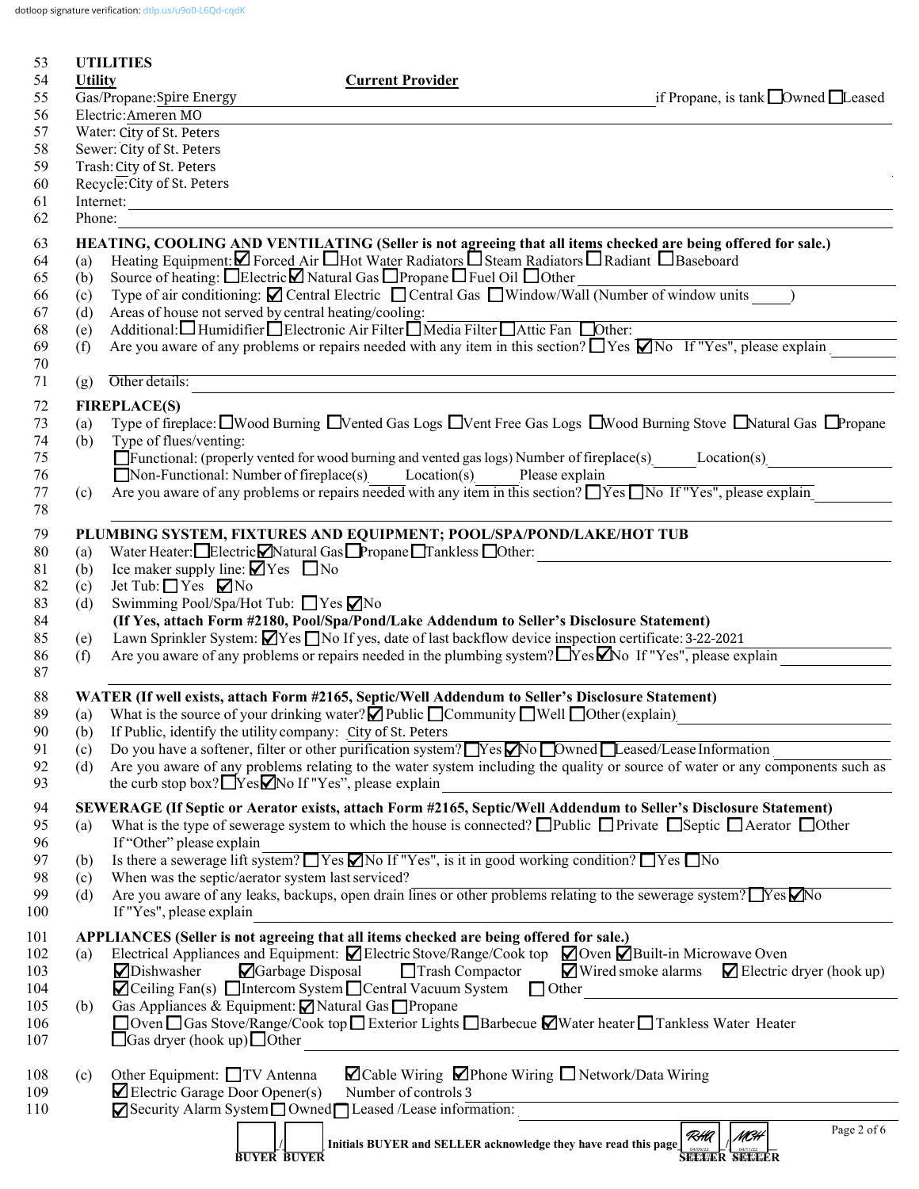dotloop signature verification: dtlp.us/u9o0-L6Qd-cqdK

53 **UTILITIES**

54 **Utility** **Current Provider**

55 Gas/Propane: Spire Energy if Propane, is tank ☐Owned ☐Leased

56 Electric: Ameren MO

57 Water: City of St. Peters

58 Sewer: City of St. Peters

59 Trash: City of St. Peters

60 Recycle: City of St. Peters

61 Internet:

62 Phone:

63 **HEATING, COOLING AND VENTILATING (Seller is not agreeing that all items checked are being offered for sale.)**

64 (a) Heating Equipment: ☑ Forced Air ☐Hot Water Radiators ☐ Steam Radiators ☐ Radiant ☐ Baseboard

65 (b) Source of heating: ☐Electric ☑ Natural Gas ☐Propane ☐ Fuel Oil ☐Other

66 (c) Type of air conditioning: ☑ Central Electric ☐ Central Gas ☐Window/Wall (Number of window units ____)

67 (d) Areas of house not served by central heating/cooling:

68 (e) Additional: ☐ Humidifier ☐Electronic Air Filter ☐ Media Filter ☐Attic Fan ☐Other:

69 (f) Are you aware of any problems or repairs needed with any item in this section? ☐Yes ☑No If "Yes", please explain

70

71 (g) Other details:

72 **FIREPLACE(S)**

73 (a) Type of fireplace: ☐Wood Burning ☐Vented Gas Logs ☐Vent Free Gas Logs ☐Wood Burning Stove ☐Natural Gas ☐Propane

74 (b) Type of flues/venting:

75 ☐Functional: (properly vented for wood burning and vented gas logs) Number of fireplace(s)____ Location(s)

76 ☐Non-Functional: Number of fireplace(s)____ Location(s)____ Please explain

77 (c) Are you aware of any problems or repairs needed with any item in this section? ☐Yes ☐No If "Yes", please explain

78

79 **PLUMBING SYSTEM, FIXTURES AND EQUIPMENT; POOL/SPA/POND/LAKE/HOT TUB**

80 (a) Water Heater: ☐Electric ☑Natural Gas ☐Propane ☐Tankless ☐Other:

81 (b) Ice maker supply line: ☑Yes ☐No

82 (c) Jet Tub: ☐ Yes ☑No

83 (d) Swimming Pool/Spa/Hot Tub: ☐Yes ☑No

84 **(If Yes, attach Form #2180, Pool/Spa/Pond/Lake Addendum to Seller's Disclosure Statement)**

85 (e) Lawn Sprinkler System: ☑Yes ☐No If yes, date of last backflow device inspection certificate: 3-22-2021

86 (f) Are you aware of any problems or repairs needed in the plumbing system? ☐Yes ☑No If "Yes", please explain

87

88 **WATER (If well exists, attach Form #2165, Septic/Well Addendum to Seller's Disclosure Statement)**

89 (a) What is the source of your drinking water? ☑ Public ☐Community ☐Well ☐Other (explain)

90 (b) If Public, identify the utility company: City of St. Peters

91 (c) Do you have a softener, filter or other purification system? ☐Yes ☑No ☐Owned ☐Leased/Lease Information

92 (d) Are you aware of any problems relating to the water system including the quality or source of water or any components such as

93 the curb stop box? ☐Yes ☑No If "Yes", please explain

94 **SEWERAGE (If Septic or Aerator exists, attach Form #2165, Septic/Well Addendum to Seller's Disclosure Statement)**

95 (a) What is the type of sewerage system to which the house is connected? ☐Public ☐Private ☐Septic ☐Aerator ☐Other

96 If "Other" please explain

97 (b) Is there a sewerage lift system? ☐ Yes ☑No If "Yes", is it in good working condition? ☐Yes ☐No

98 (c) When was the septic/aerator system last serviced?

99 (d) Are you aware of any leaks, backups, open drain lines or other problems relating to the sewerage system? ☐Yes ☑No

100 If "Yes", please explain

101 **APPLIANCES (Seller is not agreeing that all items checked are being offered for sale.)**

102 (a) Electrical Appliances and Equipment: ☑ Electric Stove/Range/Cook top ☑ Oven ☑ Built-in Microwave Oven

103 ☑Dishwasher ☑Garbage Disposal ☐Trash Compactor ☑ Wired smoke alarms ☑ Electric dryer (hook up)

104 ☑Ceiling Fan(s) ☐Intercom System ☐Central Vacuum System ☐ Other

105 (b) Gas Appliances & Equipment: ☑ Natural Gas ☐Propane

106 ☐Oven ☐Gas Stove/Range/Cook top ☐ Exterior Lights ☐Barbecue ☑Water heater ☐ Tankless Water Heater

107 ☐Gas dryer (hook up) ☐Other

108 (c) Other Equipment: ☐TV Antenna ☑Cable Wiring ☑Phone Wiring ☐ Network/Data Wiring

109 ☑ Electric Garage Door Opener(s) Number of controls 3

110 ☑Security Alarm System ☐Owned ☐ Leased /Lease information:

____ / ____ Initials BUYER and SELLER acknowledge they have read this page RHQ 04/09/22 / MCH 04/11/22

BUYER BUYER SELLER SELLER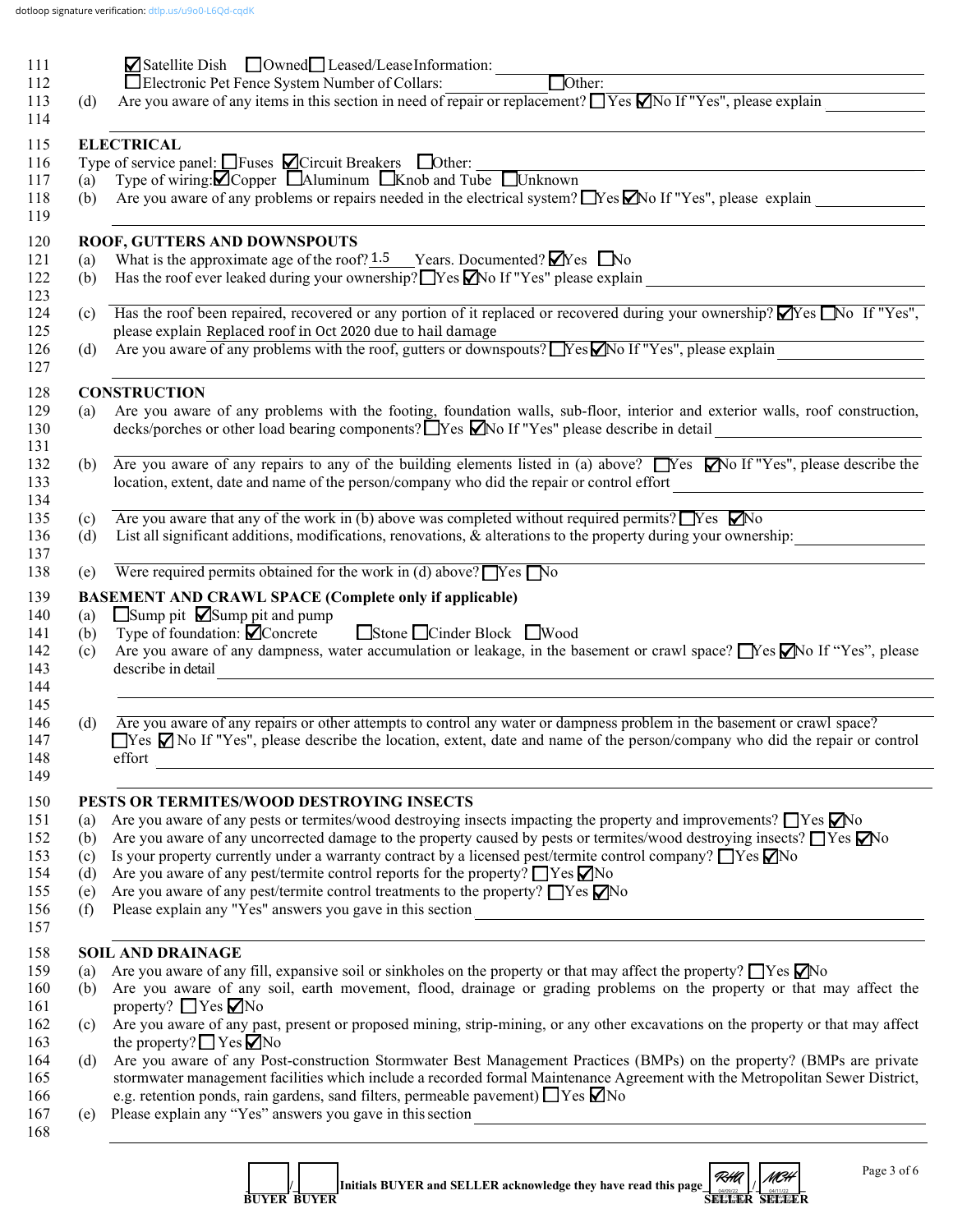☑ Satellite Dish ☐ Owned ☐ Leased/Lease Information: ______

☐ Electronic Pet Fence System Number of Collars: ______ ☐ Other: ______

(d) Are you aware of any items in this section in need of repair or replacement? ☐ Yes ☑ No If "Yes", please explain ______

## ELECTRICAL

Type of service panel: ☐ Fuses ☑ Circuit Breakers ☐ Other: ______

(a) Type of wiring: ☑ Copper ☐ Aluminum ☐ Knob and Tube ☐ Unknown

(b) Are you aware of any problems or repairs needed in the electrical system? ☐ Yes ☑ No If "Yes", please explain ______

## ROOF, GUTTERS AND DOWNSPOUTS

(a) What is the approximate age of the roof? 1.5 Years. Documented? ☑ Yes ☐ No

(b) Has the roof ever leaked during your ownership? ☐ Yes ☑ No If "Yes" please explain ______

(c) Has the roof been repaired, recovered or any portion of it replaced or recovered during your ownership? ☑ Yes ☐ No If "Yes", please explain Replaced roof in Oct 2020 due to hail damage

(d) Are you aware of any problems with the roof, gutters or downspouts? ☐ Yes ☑ No If "Yes", please explain ______

## CONSTRUCTION

(a) Are you aware of any problems with the footing, foundation walls, sub-floor, interior and exterior walls, roof construction, decks/porches or other load bearing components? ☐ Yes ☑ No If "Yes" please describe in detail ______

(b) Are you aware of any repairs to any of the building elements listed in (a) above? ☐ Yes ☑ No If "Yes", please describe the location, extent, date and name of the person/company who did the repair or control effort ______

(c) Are you aware that any of the work in (b) above was completed without required permits? ☐ Yes ☑ No

(d) List all significant additions, modifications, renovations, & alterations to the property during your ownership: ______

(e) Were required permits obtained for the work in (d) above? ☐ Yes ☐ No

## BASEMENT AND CRAWL SPACE (Complete only if applicable)

(a) ☐ Sump pit ☑ Sump pit and pump

(b) Type of foundation: ☑ Concrete ☐ Stone ☐ Cinder Block ☐ Wood

(c) Are you aware of any dampness, water accumulation or leakage, in the basement or crawl space? ☐ Yes ☑ No If "Yes", please describe in detail ______

(d) Are you aware of any repairs or other attempts to control any water or dampness problem in the basement or crawl space? ☐ Yes ☑ No If "Yes", please describe the location, extent, date and name of the person/company who did the repair or control effort ______

## PESTS OR TERMITES/WOOD DESTROYING INSECTS

(a) Are you aware of any pests or termites/wood destroying insects impacting the property and improvements? ☐ Yes ☑ No

(b) Are you aware of any uncorrected damage to the property caused by pests or termites/wood destroying insects? ☐ Yes ☑ No

(c) Is your property currently under a warranty contract by a licensed pest/termite control company? ☐ Yes ☑ No

(d) Are you aware of any pest/termite control reports for the property? ☐ Yes ☑ No

(e) Are you aware of any pest/termite control treatments to the property? ☐ Yes ☑ No

(f) Please explain any "Yes" answers you gave in this section ______

## SOIL AND DRAINAGE

(a) Are you aware of any fill, expansive soil or sinkholes on the property or that may affect the property? ☐ Yes ☑ No

(b) Are you aware of any soil, earth movement, flood, drainage or grading problems on the property or that may affect the property? ☐ Yes ☑ No

(c) Are you aware of any past, present or proposed mining, strip-mining, or any other excavations on the property or that may affect the property? ☐ Yes ☑ No

(d) Are you aware of any Post-construction Stormwater Best Management Practices (BMPs) on the property? (BMPs are private stormwater management facilities which include a recorded formal Maintenance Agreement with the Metropolitan Sewer District, e.g. retention ponds, rain gardens, sand filters, permeable pavement) ☐ Yes ☑ No

(e) Please explain any "Yes" answers you gave in this section ______

______ / ______ Initials BUYER and SELLER acknowledge they have read this page RHA / MCH

BUYER BUYER SELLER SELLER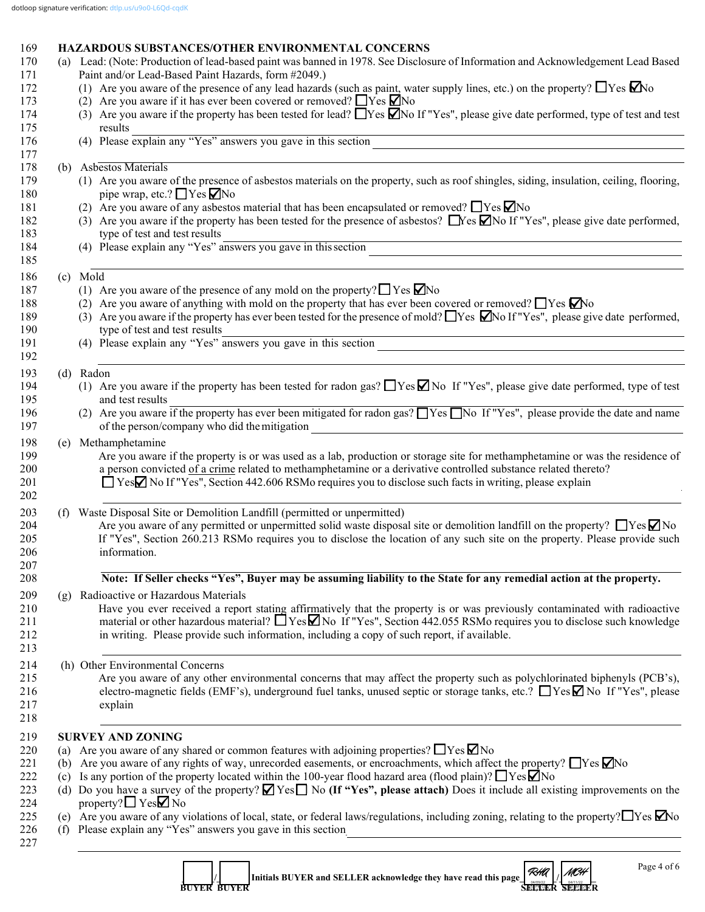dotloop signature verification: dtlp.us/u9o0-L6Qd-cqdK

## HAZARDOUS SUBSTANCES/OTHER ENVIRONMENTAL CONCERNS

(a) Lead: (Note: Production of lead-based paint was banned in 1978. See Disclosure of Information and Acknowledgement Lead Based Paint and/or Lead-Based Paint Hazards, form #2049.)

(1) Are you aware of the presence of any lead hazards (such as paint, water supply lines, etc.) on the property? ☐ Yes ☑ No

(2) Are you aware if it has ever been covered or removed? ☐ Yes ☑ No

(3) Are you aware if the property has been tested for lead? ☐ Yes ☑ No If "Yes", please give date performed, type of test and test results ______

(4) Please explain any "Yes" answers you gave in this section ______

(b) Asbestos Materials

(1) Are you aware of the presence of asbestos materials on the property, such as roof shingles, siding, insulation, ceiling, flooring, pipe wrap, etc.? ☐ Yes ☑ No

(2) Are you aware of any asbestos material that has been encapsulated or removed? ☐ Yes ☑ No

(3) Are you aware if the property has been tested for the presence of asbestos? ☐ Yes ☑ No If "Yes", please give date performed, type of test and test results ______

(4) Please explain any "Yes" answers you gave in this section ______

(c) Mold

(1) Are you aware of the presence of any mold on the property? ☐ Yes ☑ No

(2) Are you aware of anything with mold on the property that has ever been covered or removed? ☐ Yes ☑ No

(3) Are you aware if the property has ever been tested for the presence of mold? ☐ Yes ☑ No If "Yes", please give date performed, type of test and test results ______

(4) Please explain any "Yes" answers you gave in this section ______

(d) Radon

(1) Are you aware if the property has been tested for radon gas? ☐ Yes ☑ No If "Yes", please give date performed, type of test and test results ______

(2) Are you aware if the property has ever been mitigated for radon gas? ☐ Yes ☐ No If "Yes", please provide the date and name of the person/company who did the mitigation ______

(e) Methamphetamine

Are you aware if the property is or was used as a lab, production or storage site for methamphetamine or was the residence of a person convicted of a crime related to methamphetamine or a derivative controlled substance related thereto?
☐ Yes ☑ No If "Yes", Section 442.606 RSMo requires you to disclose such facts in writing, please explain ______

(f) Waste Disposal Site or Demolition Landfill (permitted or unpermitted)

Are you aware of any permitted or unpermitted solid waste disposal site or demolition landfill on the property? ☐ Yes ☑ No
If "Yes", Section 260.213 RSMo requires you to disclose the location of any such site on the property. Please provide such information. ______

**Note: If Seller checks "Yes", Buyer may be assuming liability to the State for any remedial action at the property.**

(g) Radioactive or Hazardous Materials

Have you ever received a report stating affirmatively that the property is or was previously contaminated with radioactive material or other hazardous material? ☐ Yes ☑ No If "Yes", Section 442.055 RSMo requires you to disclose such knowledge in writing. Please provide such information, including a copy of such report, if available. ______

(h) Other Environmental Concerns

Are you aware of any other environmental concerns that may affect the property such as polychlorinated biphenyls (PCB's), electro-magnetic fields (EMF's), underground fuel tanks, unused septic or storage tanks, etc.? ☐ Yes ☑ No If "Yes", please explain ______

## SURVEY AND ZONING

(a) Are you aware of any shared or common features with adjoining properties? ☐ Yes ☑ No

(b) Are you aware of any rights of way, unrecorded easements, or encroachments, which affect the property? ☐ Yes ☑ No

(c) Is any portion of the property located within the 100-year flood hazard area (flood plain)? ☐ Yes ☑ No

(d) Do you have a survey of the property? ☑ Yes ☐ No **(If "Yes", please attach)** Does it include all existing improvements on the property? ☐ Yes ☑ No

(e) Are you aware of any violations of local, state, or federal laws/regulations, including zoning, relating to the property? ☐ Yes ☑ No

(f) Please explain any "Yes" answers you gave in this section ______

______ / ______ Initials BUYER and SELLER acknowledge they have read this page RHA 04/09/22 / MCH 04/11/22

BUYER BUYER SELLER SELLER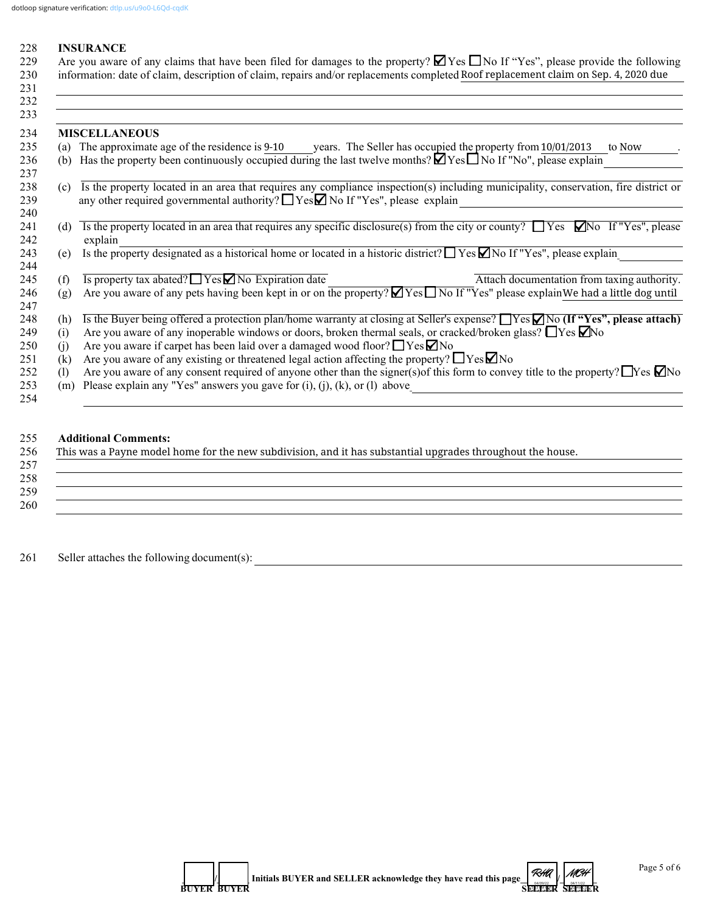dotloop signature verification: dtlp.us/u9o0-L6Qd-cqdK

228 **INSURANCE**

229 Are you aware of any claims that have been filed for damages to the property? ☑ Yes ☐ No If "Yes", please provide the following
230 information: date of claim, description of claim, repairs and/or replacements completed Roof replacement claim on Sep. 4, 2020 due
231
232
233

234 **MISCELLANEOUS**

235 (a) The approximate age of the residence is 9-10 years. The Seller has occupied the property from 10/01/2013 to Now.

236 (b) Has the property been continuously occupied during the last twelve months? ☑ Yes ☐ No If "No", please explain
237

238 (c) Is the property located in an area that requires any compliance inspection(s) including municipality, conservation, fire district or
239 any other required governmental authority? ☐ Yes ☑ No If "Yes", please explain
240

241 (d) Is the property located in an area that requires any specific disclosure(s) from the city or county? ☐ Yes ☑ No If "Yes", please
242 explain

243 (e) Is the property designated as a historical home or located in a historic district? ☐ Yes ☑ No If "Yes", please explain
244

245 (f) Is property tax abated? ☐ Yes ☑ No Expiration date \_\_\_\_\_\_\_\_ Attach documentation from taxing authority.

246 (g) Are you aware of any pets having been kept in or on the property? ☑ Yes ☐ No If "Yes" please explain We had a little dog until
247

248 (h) Is the Buyer being offered a protection plan/home warranty at closing at Seller's expense? ☐ Yes ☑ No **(If "Yes", please attach)**

249 (i) Are you aware of any inoperable windows or doors, broken thermal seals, or cracked/broken glass? ☐ Yes ☑ No

250 (j) Are you aware if carpet has been laid over a damaged wood floor? ☐ Yes ☑ No

251 (k) Are you aware of any existing or threatened legal action affecting the property? ☐ Yes ☑ No

252 (l) Are you aware of any consent required of anyone other than the signer(s) of this form to convey title to the property? ☐ Yes ☑ No

253 (m) Please explain any "Yes" answers you gave for (i), (j), (k), or (l) above
254

255 **Additional Comments:**

256 This was a Payne model home for the new subdivision, and it has substantial upgrades throughout the house.
257
258
259
260

261 Seller attaches the following document(s):

\_\_\_\_/\_\_\_\_ **Initials BUYER and SELLER acknowledge they have read this page** RHQ 04/09/22 / MCH 04/11/22

BUYER BUYER SELLER SELLER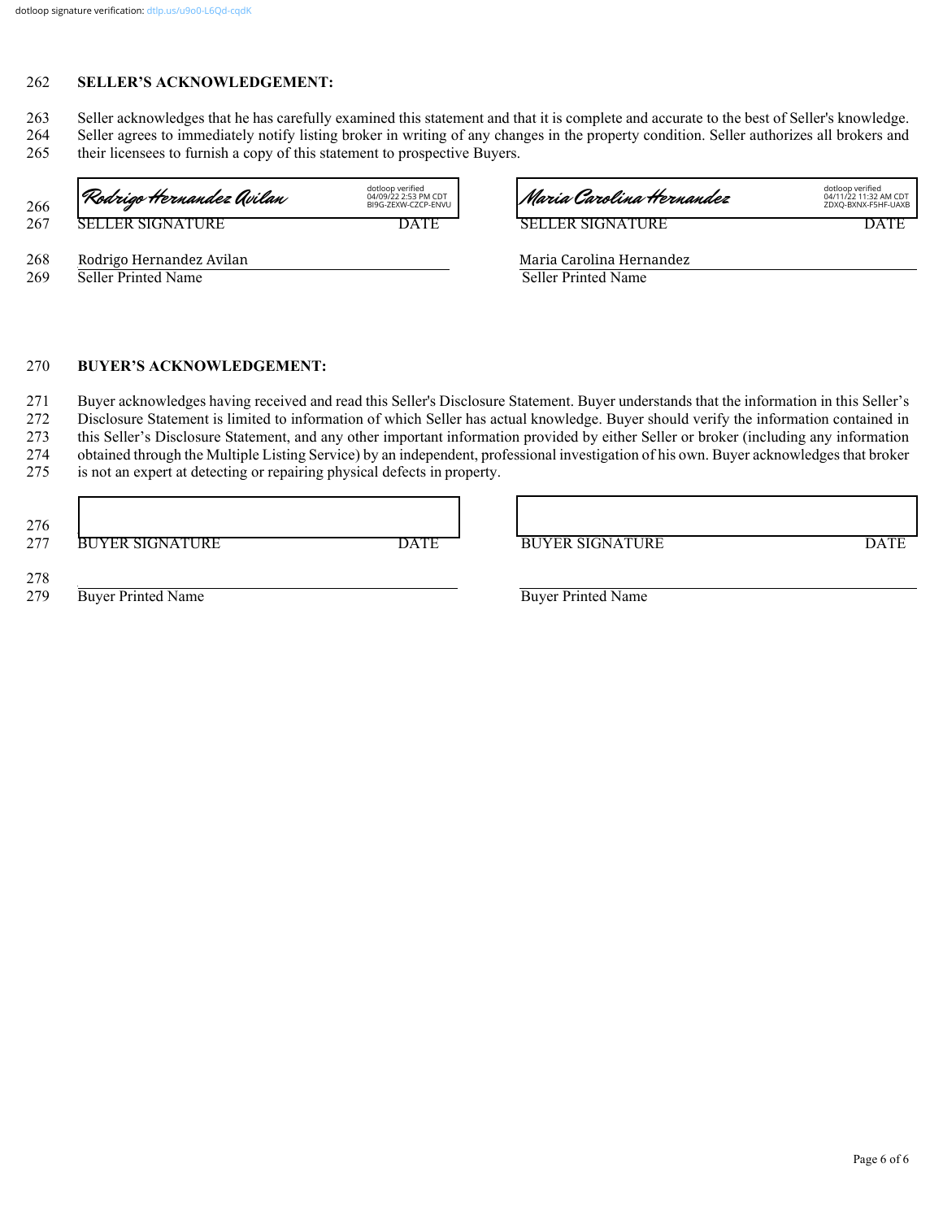dotloop signature verification: dtlp.us/u9o0-L6Qd-cqdK

262 **SELLER'S ACKNOWLEDGEMENT:**

263 Seller acknowledges that he has carefully examined this statement and that it is complete and accurate to the best of Seller's knowledge.
264 Seller agrees to immediately notify listing broker in writing of any changes in the property condition. Seller authorizes all brokers and
265 their licensees to furnish a copy of this statement to prospective Buyers.

266 Rodrigo Hernandez Avilan — dotloop verified 04/09/22 2:53 PM CDT BI9G-ZEXW-CZCP-ENVU
267 SELLER SIGNATURE DATE

268 Rodrigo Hernandez Avilan
269 Seller Printed Name

Maria Carolina Hernandez — dotloop verified 04/11/22 11:32 AM CDT ZDXQ-BXNX-F5HF-UAXB
SELLER SIGNATURE DATE

Maria Carolina Hernandez
Seller Printed Name

270 **BUYER'S ACKNOWLEDGEMENT:**

271 Buyer acknowledges having received and read this Seller's Disclosure Statement. Buyer understands that the information in this Seller's
272 Disclosure Statement is limited to information of which Seller has actual knowledge. Buyer should verify the information contained in
273 this Seller's Disclosure Statement, and any other important information provided by either Seller or broker (including any information
274 obtained through the Multiple Listing Service) by an independent, professional investigation of his own. Buyer acknowledges that broker
275 is not an expert at detecting or repairing physical defects in property.

276
277 BUYER SIGNATURE DATE

278
279 Buyer Printed Name

BUYER SIGNATURE DATE

Buyer Printed Name